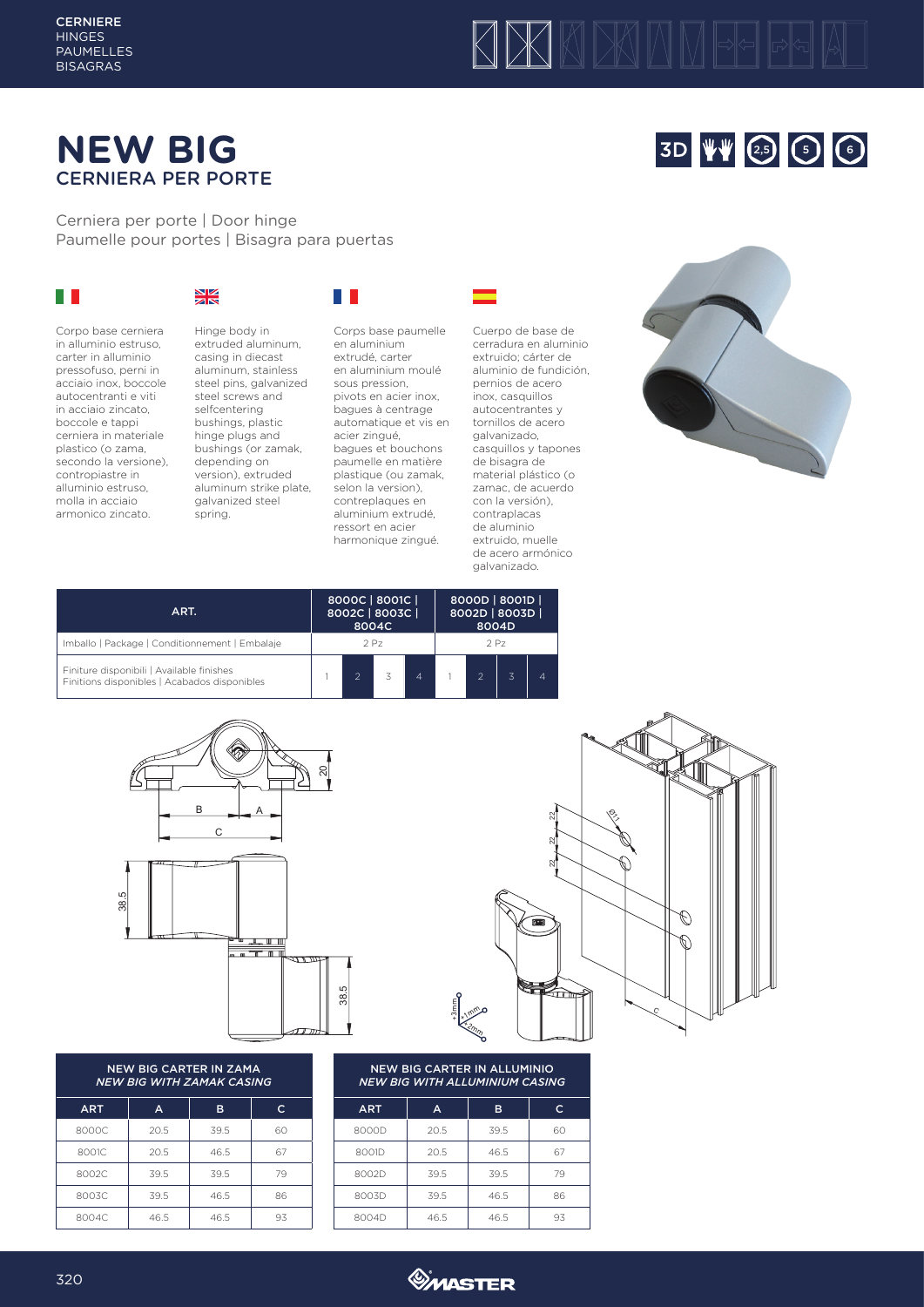CERNIERE
HINGES
PAUMELLES
BISAGRAS

# NEW BIG

## CERNIERA PER PORTE

Cerniera per porte | Door hinge
Paumelle pour portes | Bisagra para puertas

Corpo base cerniera in alluminio estruso, carter in alluminio pressofuso, perni in acciaio inox, boccole autocentranti e viti in acciaio zincato, boccole e tappi cerniera in materiale plastico (o zama, secondo la versione), contropiastre in alluminio estruso, molla in acciaio armonico zincato.

Hinge body in extruded aluminum, casing in diecast aluminum, stainless steel pins, galvanized steel screws and selfcentering bushings, plastic hinge plugs and bushings (or zamak, depending on version), extruded aluminum strike plate, galvanized steel spring.

Corps base paumelle en aluminium extrudé, carter en aluminium moulé sous pression, pivots en acier inox, bagues à centrage automatique et vis en acier zingué, bagues et bouchons paumelle en matière plastique (ou zamak, selon la version), contreplaques en aluminium extrudé, ressort en acier harmonique zingué.

Cuerpo de base de cerradura en aluminio extruido; cárter de aluminio de fundición, pernios de acero inox, casquillos autocentrantes y tornillos de acero galvanizado, casquillos y tapones de bisagra de material plástico (o zamac, de acuerdo con la versión), contraplacas de aluminio extruido, muelle de acero armónico galvanizado.

| ART. | 8000C \| 8001C \| 8002C \| 8003C \| 8004C | | | | 8000D \| 8001D \| 8002D \| 8003D \| 8004D | | | |
|---|---|---|---|---|---|---|---|---|
| Imballo \| Package \| Conditionnement \| Embalaje | 2 Pz | | | | 2 Pz | | | |
| Finiture disponibili \| Available finishes<br>Finitions disponibles \| Acabados disponibles | 1 | 2 | 3 | 4 | 1 | 2 | 3 | 4 |

### NEW BIG CARTER IN ZAMA
*NEW BIG WITH ZAMAK CASING*

| ART | A | B | C |
|---|---|---|---|
| 8000C | 20.5 | 39.5 | 60 |
| 8001C | 20.5 | 46.5 | 67 |
| 8002C | 39.5 | 39.5 | 79 |
| 8003C | 39.5 | 46.5 | 86 |
| 8004C | 46.5 | 46.5 | 93 |

### NEW BIG CARTER IN ALLUMINIO
*NEW BIG WITH ALLUMINIUM CASING*

| ART | A | B | C |
|---|---|---|---|
| 8000D | 20.5 | 39.5 | 60 |
| 8001D | 20.5 | 46.5 | 67 |
| 8002D | 39.5 | 39.5 | 79 |
| 8003D | 39.5 | 46.5 | 86 |
| 8004D | 46.5 | 46.5 | 93 |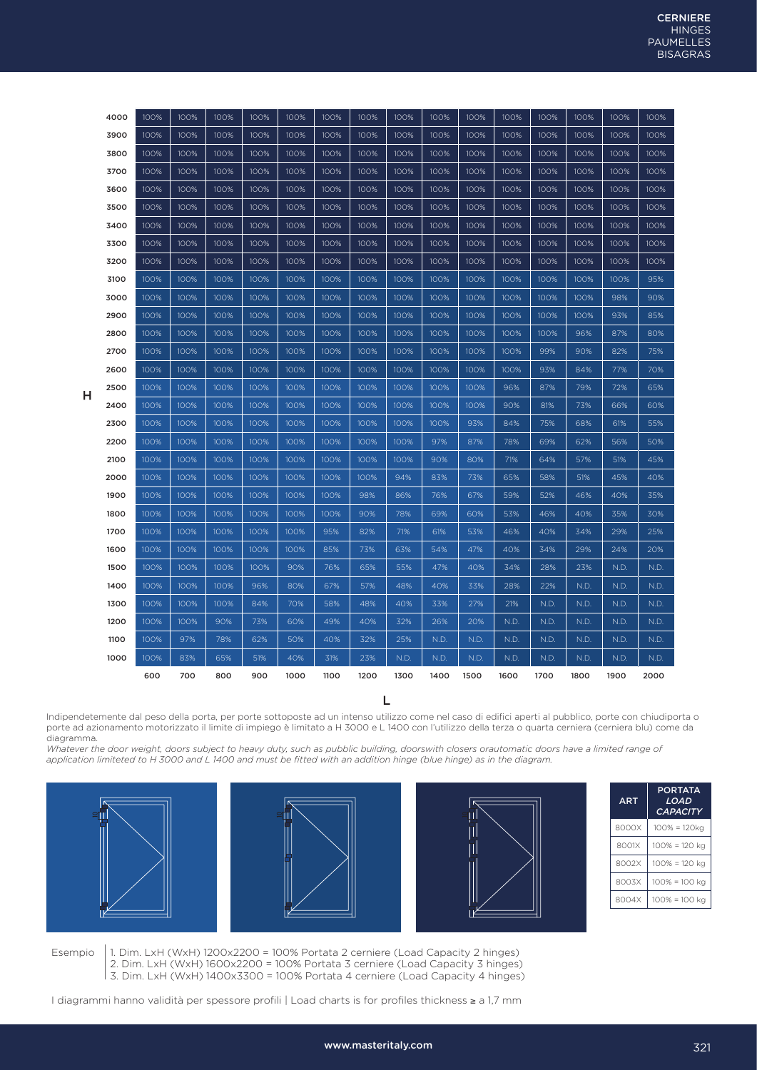| H | 600 | 700 | 800 | 900 | 1000 | 1100 | 1200 | 1300 | 1400 | 1500 | 1600 | 1700 | 1800 | 1900 | 2000 |
|---|---|---|---|---|---|---|---|---|---|---|---|---|---|---|---|
| 4000 | 100% | 100% | 100% | 100% | 100% | 100% | 100% | 100% | 100% | 100% | 100% | 100% | 100% | 100% | 100% |
| 3900 | 100% | 100% | 100% | 100% | 100% | 100% | 100% | 100% | 100% | 100% | 100% | 100% | 100% | 100% | 100% |
| 3800 | 100% | 100% | 100% | 100% | 100% | 100% | 100% | 100% | 100% | 100% | 100% | 100% | 100% | 100% | 100% |
| 3700 | 100% | 100% | 100% | 100% | 100% | 100% | 100% | 100% | 100% | 100% | 100% | 100% | 100% | 100% | 100% |
| 3600 | 100% | 100% | 100% | 100% | 100% | 100% | 100% | 100% | 100% | 100% | 100% | 100% | 100% | 100% | 100% |
| 3500 | 100% | 100% | 100% | 100% | 100% | 100% | 100% | 100% | 100% | 100% | 100% | 100% | 100% | 100% | 100% |
| 3400 | 100% | 100% | 100% | 100% | 100% | 100% | 100% | 100% | 100% | 100% | 100% | 100% | 100% | 100% | 100% |
| 3300 | 100% | 100% | 100% | 100% | 100% | 100% | 100% | 100% | 100% | 100% | 100% | 100% | 100% | 100% | 100% |
| 3200 | 100% | 100% | 100% | 100% | 100% | 100% | 100% | 100% | 100% | 100% | 100% | 100% | 100% | 100% | 100% |
| 3100 | 100% | 100% | 100% | 100% | 100% | 100% | 100% | 100% | 100% | 100% | 100% | 100% | 100% | 100% | 95% |
| 3000 | 100% | 100% | 100% | 100% | 100% | 100% | 100% | 100% | 100% | 100% | 100% | 100% | 100% | 98% | 90% |
| 2900 | 100% | 100% | 100% | 100% | 100% | 100% | 100% | 100% | 100% | 100% | 100% | 100% | 100% | 93% | 85% |
| 2800 | 100% | 100% | 100% | 100% | 100% | 100% | 100% | 100% | 100% | 100% | 100% | 100% | 96% | 87% | 80% |
| 2700 | 100% | 100% | 100% | 100% | 100% | 100% | 100% | 100% | 100% | 100% | 100% | 99% | 90% | 82% | 75% |
| 2600 | 100% | 100% | 100% | 100% | 100% | 100% | 100% | 100% | 100% | 100% | 100% | 93% | 84% | 77% | 70% |
| 2500 | 100% | 100% | 100% | 100% | 100% | 100% | 100% | 100% | 100% | 100% | 96% | 87% | 79% | 72% | 65% |
| 2400 | 100% | 100% | 100% | 100% | 100% | 100% | 100% | 100% | 100% | 100% | 90% | 81% | 73% | 66% | 60% |
| 2300 | 100% | 100% | 100% | 100% | 100% | 100% | 100% | 100% | 100% | 93% | 84% | 75% | 68% | 61% | 55% |
| 2200 | 100% | 100% | 100% | 100% | 100% | 100% | 100% | 100% | 97% | 87% | 78% | 69% | 62% | 56% | 50% |
| 2100 | 100% | 100% | 100% | 100% | 100% | 100% | 100% | 100% | 90% | 80% | 71% | 64% | 57% | 51% | 45% |
| 2000 | 100% | 100% | 100% | 100% | 100% | 100% | 100% | 94% | 83% | 73% | 65% | 58% | 51% | 45% | 40% |
| 1900 | 100% | 100% | 100% | 100% | 100% | 100% | 98% | 86% | 76% | 67% | 59% | 52% | 46% | 40% | 35% |
| 1800 | 100% | 100% | 100% | 100% | 100% | 100% | 90% | 78% | 69% | 60% | 53% | 46% | 40% | 35% | 30% |
| 1700 | 100% | 100% | 100% | 100% | 100% | 95% | 82% | 71% | 61% | 53% | 46% | 40% | 34% | 29% | 25% |
| 1600 | 100% | 100% | 100% | 100% | 100% | 85% | 73% | 63% | 54% | 47% | 40% | 34% | 29% | 24% | 20% |
| 1500 | 100% | 100% | 100% | 100% | 90% | 76% | 65% | 55% | 47% | 40% | 34% | 28% | 23% | N.D. | N.D. |
| 1400 | 100% | 100% | 100% | 96% | 80% | 67% | 57% | 48% | 40% | 33% | 28% | 22% | N.D. | N.D. | N.D. |
| 1300 | 100% | 100% | 100% | 84% | 70% | 58% | 48% | 40% | 33% | 27% | 21% | N.D. | N.D. | N.D. | N.D. |
| 1200 | 100% | 100% | 90% | 73% | 60% | 49% | 40% | 32% | 26% | 20% | N.D. | N.D. | N.D. | N.D. | N.D. |
| 1100 | 100% | 97% | 78% | 62% | 50% | 40% | 32% | 25% | N.D. | N.D. | N.D. | N.D. | N.D. | N.D. | N.D. |
| 1000 | 100% | 83% | 65% | 51% | 40% | 31% | 23% | N.D. | N.D. | N.D. | N.D. | N.D. | N.D. | N.D. | N.D. |

L

Indipendetemente dal peso della porta, per porte sottoposte ad un intenso utilizzo come nel caso di edifici aperti al pubblico, porte con chiudiporta o porte ad azionamento motorizzato il limite di impiego è limitato a H 3000 e L 1400 con l'utilizzo della terza o quarta cerniera (cerniera blu) come da diagramma.

*Whatever the door weight, doors subject to heavy duty, such as pubblic building, doorswith closers orautomatic doors have a limited range of application limiteted to H 3000 and L 1400 and must be fitted with an addition hinge (blue hinge) as in the diagram.*

| ART | PORTATA *LOAD CAPACITY* |
|---|---|
| 8000X | 100% = 120kg |
| 8001X | 100% = 120 kg |
| 8002X | 100% = 120 kg |
| 8003X | 100% = 100 kg |
| 8004X | 100% = 100 kg |

Esempio

1. Dim. LxH (WxH) 1200x2200 = 100% Portata 2 cerniere (Load Capacity 2 hinges)
2. Dim. LxH (WxH) 1600x2200 = 100% Portata 3 cerniere (Load Capacity 3 hinges)
3. Dim. LxH (WxH) 1400x3300 = 100% Portata 4 cerniere (Load Capacity 4 hinges)

I diagrammi hanno validità per spessore profili | Load charts is for profiles thickness ≥ a 1,7 mm